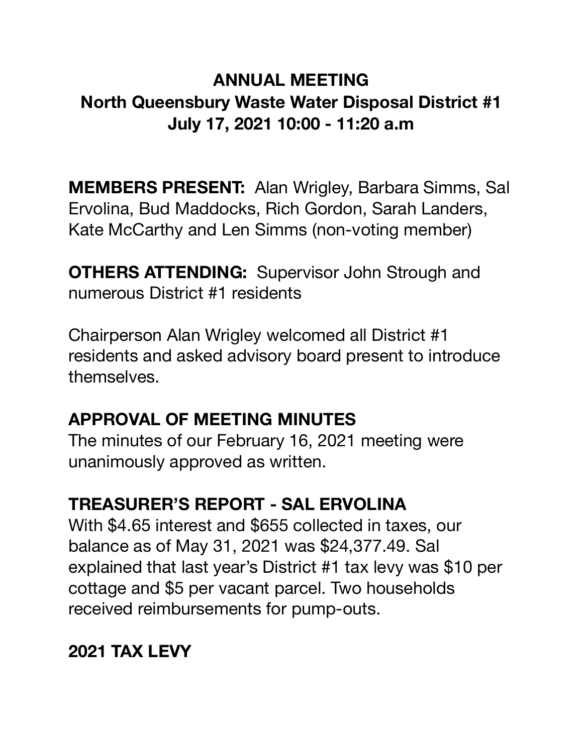# ANNUAL MEETING
# North Queensbury Waste Water Disposal District #1
# July 17, 2021 10:00 - 11:20 a.m

**MEMBERS PRESENT:** Alan Wrigley, Barbara Simms, Sal Ervolina, Bud Maddocks, Rich Gordon, Sarah Landers, Kate McCarthy and Len Simms (non-voting member)

**OTHERS ATTENDING:** Supervisor John Strough and numerous District #1 residents

Chairperson Alan Wrigley welcomed all District #1 residents and asked advisory board present to introduce themselves.

## APPROVAL OF MEETING MINUTES

The minutes of our February 16, 2021 meeting were unanimously approved as written.

## TREASURER'S REPORT - SAL ERVOLINA

With $4.65 interest and $655 collected in taxes, our balance as of May 31, 2021 was $24,377.49. Sal explained that last year's District #1 tax levy was $10 per cottage and $5 per vacant parcel. Two households received reimbursements for pump-outs.

## 2021 TAX LEVY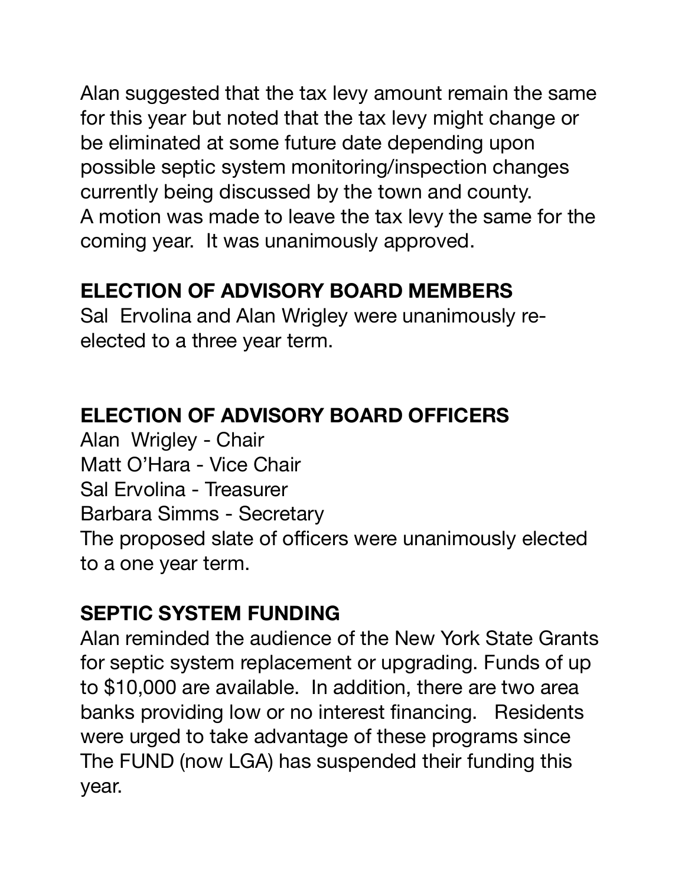Alan suggested that the tax levy amount remain the same for this year but noted that the tax levy might change or be eliminated at some future date depending upon possible septic system monitoring/inspection changes currently being discussed by the town and county.
A motion was made to leave the tax levy the same for the coming year. It was unanimously approved.

**ELECTION OF ADVISORY BOARD MEMBERS**

Sal Ervolina and Alan Wrigley were unanimously re-elected to a three year term.

**ELECTION OF ADVISORY BOARD OFFICERS**

Alan Wrigley - Chair
Matt O'Hara - Vice Chair
Sal Ervolina - Treasurer
Barbara Simms - Secretary
The proposed slate of officers were unanimously elected to a one year term.

**SEPTIC SYSTEM FUNDING**

Alan reminded the audience of the New York State Grants for septic system replacement or upgrading. Funds of up to $10,000 are available. In addition, there are two area banks providing low or no interest financing. Residents were urged to take advantage of these programs since The FUND (now LGA) has suspended their funding this year.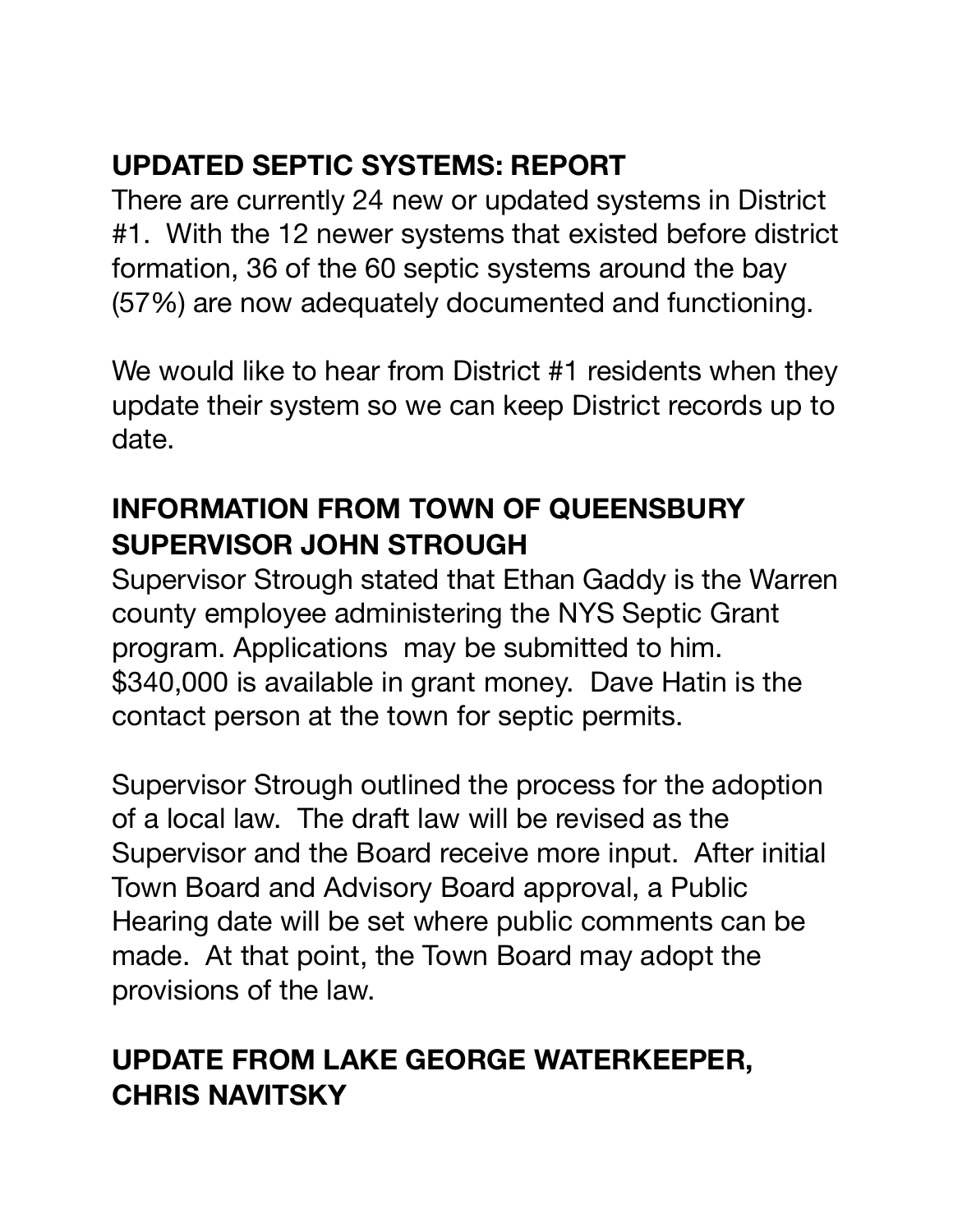## UPDATED SEPTIC SYSTEMS: REPORT

There are currently 24 new or updated systems in District #1. With the 12 newer systems that existed before district formation, 36 of the 60 septic systems around the bay (57%) are now adequately documented and functioning.

We would like to hear from District #1 residents when they update their system so we can keep District records up to date.

## INFORMATION FROM TOWN OF QUEENSBURY SUPERVISOR JOHN STROUGH

Supervisor Strough stated that Ethan Gaddy is the Warren county employee administering the NYS Septic Grant program. Applications may be submitted to him. $340,000 is available in grant money. Dave Hatin is the contact person at the town for septic permits.

Supervisor Strough outlined the process for the adoption of a local law. The draft law will be revised as the Supervisor and the Board receive more input. After initial Town Board and Advisory Board approval, a Public Hearing date will be set where public comments can be made. At that point, the Town Board may adopt the provisions of the law.

## UPDATE FROM LAKE GEORGE WATERKEEPER, CHRIS NAVITSKY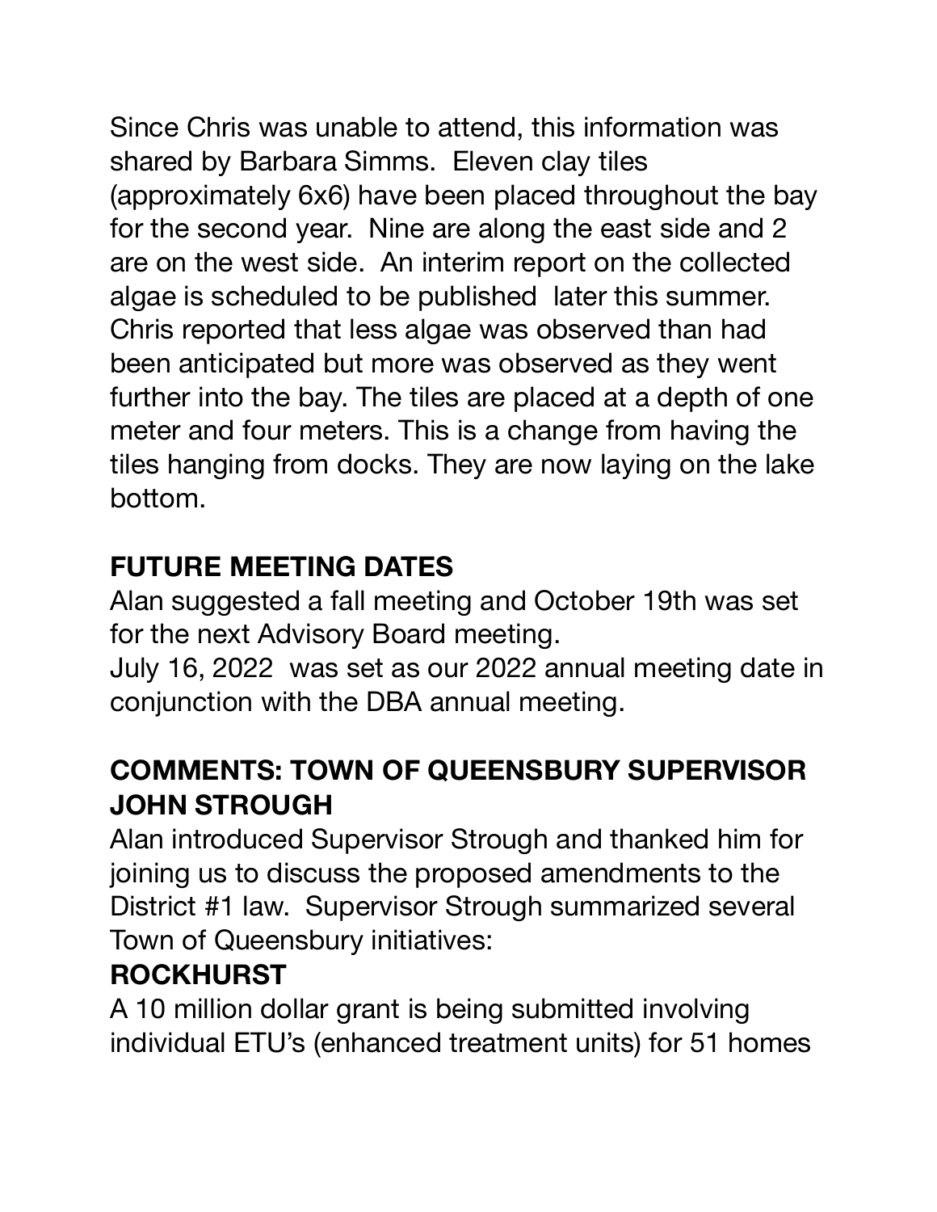Since Chris was unable to attend, this information was shared by Barbara Simms. Eleven clay tiles (approximately 6x6) have been placed throughout the bay for the second year. Nine are along the east side and 2 are on the west side. An interim report on the collected algae is scheduled to be published later this summer. Chris reported that less algae was observed than had been anticipated but more was observed as they went further into the bay. The tiles are placed at a depth of one meter and four meters. This is a change from having the tiles hanging from docks. They are now laying on the lake bottom.

**FUTURE MEETING DATES**

Alan suggested a fall meeting and October 19th was set for the next Advisory Board meeting.
July 16, 2022 was set as our 2022 annual meeting date in conjunction with the DBA annual meeting.

**COMMENTS: TOWN OF QUEENSBURY SUPERVISOR JOHN STROUGH**

Alan introduced Supervisor Strough and thanked him for joining us to discuss the proposed amendments to the District #1 law. Supervisor Strough summarized several Town of Queensbury initiatives:

**ROCKHURST**

A 10 million dollar grant is being submitted involving individual ETU's (enhanced treatment units) for 51 homes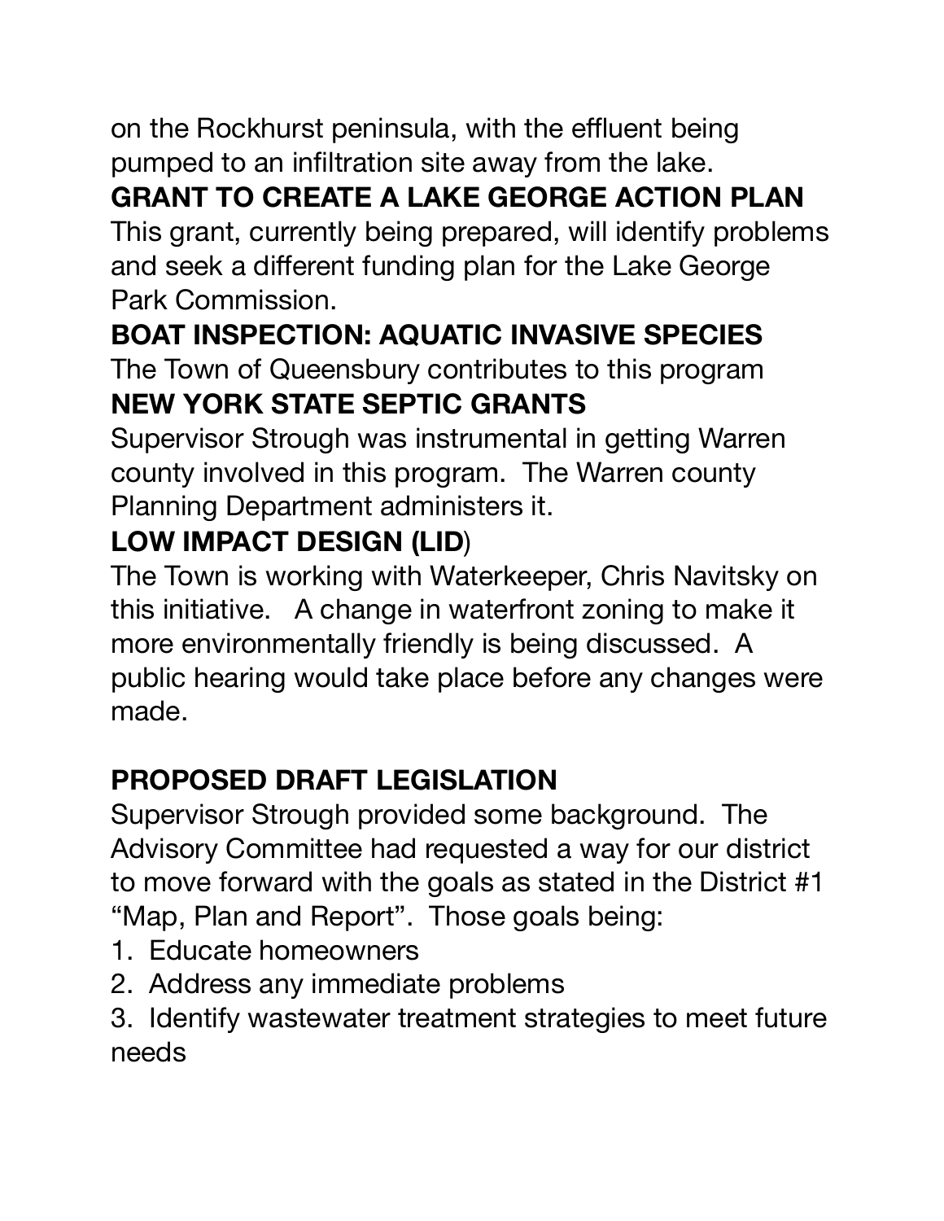on the Rockhurst peninsula, with the effluent being pumped to an infiltration site away from the lake.

**GRANT TO CREATE A LAKE GEORGE ACTION PLAN**

This grant, currently being prepared, will identify problems and seek a different funding plan for the Lake George Park Commission.

**BOAT INSPECTION: AQUATIC INVASIVE SPECIES**

The Town of Queensbury contributes to this program

**NEW YORK STATE SEPTIC GRANTS**

Supervisor Strough was instrumental in getting Warren county involved in this program. The Warren county Planning Department administers it.

**LOW IMPACT DESIGN (LID**)

The Town is working with Waterkeeper, Chris Navitsky on this initiative. A change in waterfront zoning to make it more environmentally friendly is being discussed. A public hearing would take place before any changes were made.

**PROPOSED DRAFT LEGISLATION**

Supervisor Strough provided some background. The Advisory Committee had requested a way for our district to move forward with the goals as stated in the District #1 "Map, Plan and Report". Those goals being:

1. Educate homeowners
2. Address any immediate problems
3. Identify wastewater treatment strategies to meet future needs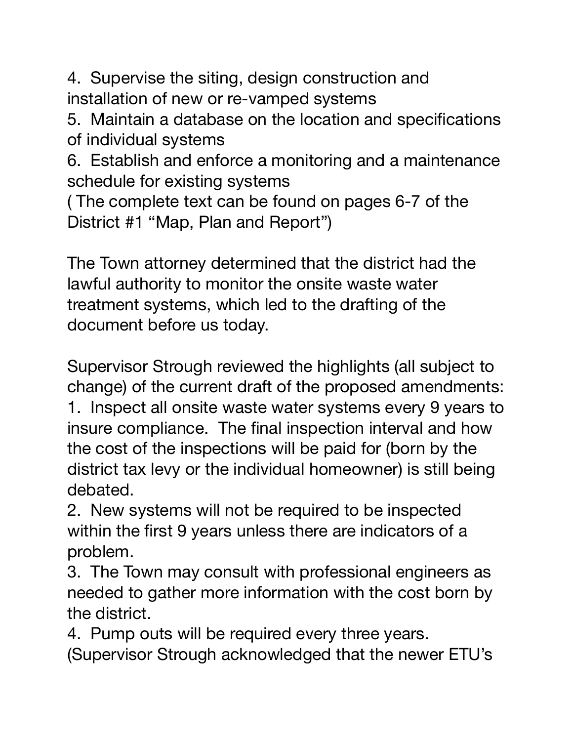4. Supervise the siting, design construction and installation of new or re-vamped systems
5. Maintain a database on the location and specifications of individual systems
6. Establish and enforce a monitoring and a maintenance schedule for existing systems

( The complete text can be found on pages 6-7 of the District #1 "Map, Plan and Report")

The Town attorney determined that the district had the lawful authority to monitor the onsite waste water treatment systems, which led to the drafting of the document before us today.

Supervisor Strough reviewed the highlights (all subject to change) of the current draft of the proposed amendments:

1. Inspect all onsite waste water systems every 9 years to insure compliance. The final inspection interval and how the cost of the inspections will be paid for (born by the district tax levy or the individual homeowner) is still being debated.
2. New systems will not be required to be inspected within the first 9 years unless there are indicators of a problem.
3. The Town may consult with professional engineers as needed to gather more information with the cost born by the district.
4. Pump outs will be required every three years. (Supervisor Strough acknowledged that the newer ETU's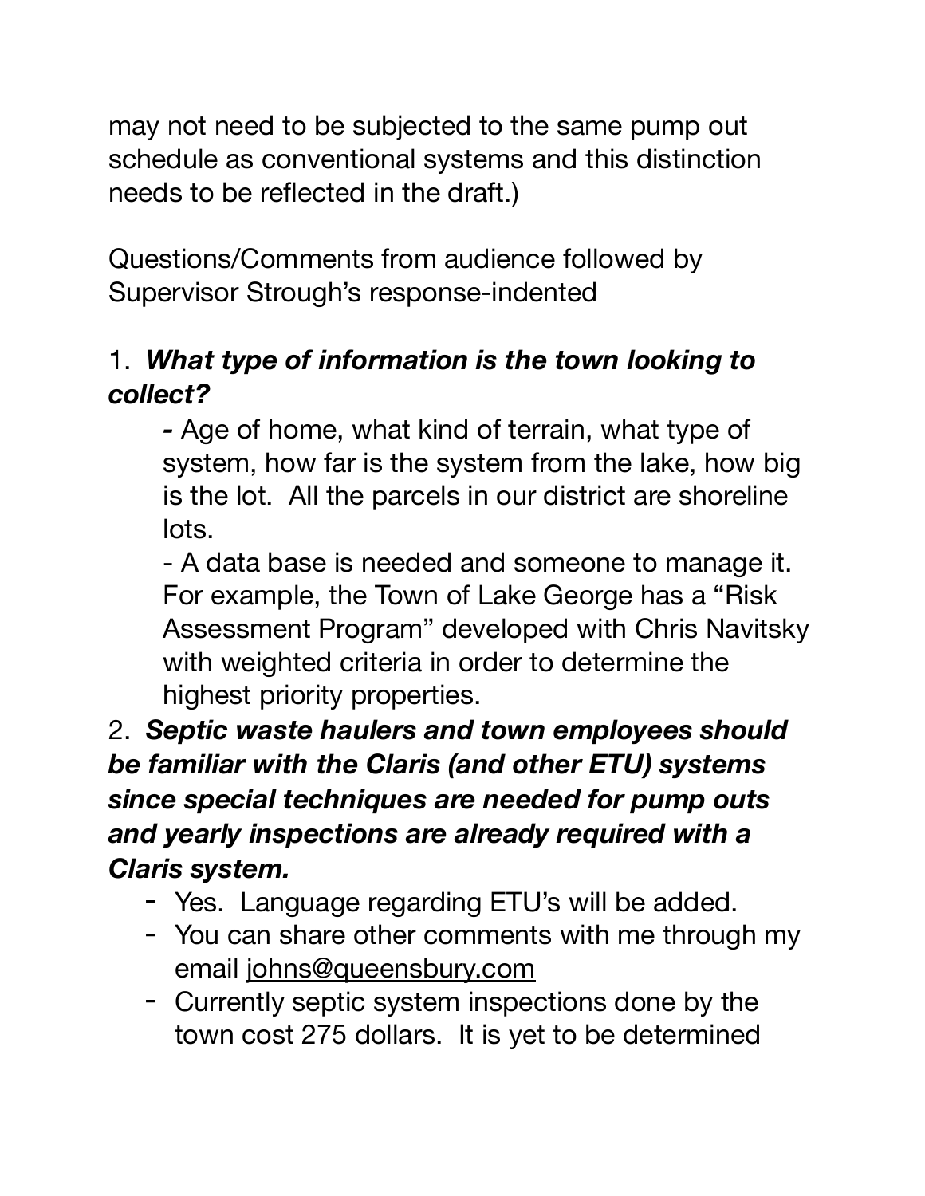may not need to be subjected to the same pump out schedule as conventional systems and this distinction needs to be reflected in the draft.)

Questions/Comments from audience followed by Supervisor Strough's response-indented

1. ***What type of information is the town looking to collect?***

   **-** Age of home, what kind of terrain, what type of system, how far is the system from the lake, how big is the lot. All the parcels in our district are shoreline lots.

   - A data base is needed and someone to manage it. For example, the Town of Lake George has a "Risk Assessment Program" developed with Chris Navitsky with weighted criteria in order to determine the highest priority properties.

2. ***Septic waste haulers and town employees should be familiar with the Claris (and other ETU) systems since special techniques are needed for pump outs and yearly inspections are already required with a Claris system.***
   - Yes. Language regarding ETU's will be added.
   - You can share other comments with me through my email johns@queensbury.com
   - Currently septic system inspections done by the town cost 275 dollars. It is yet to be determined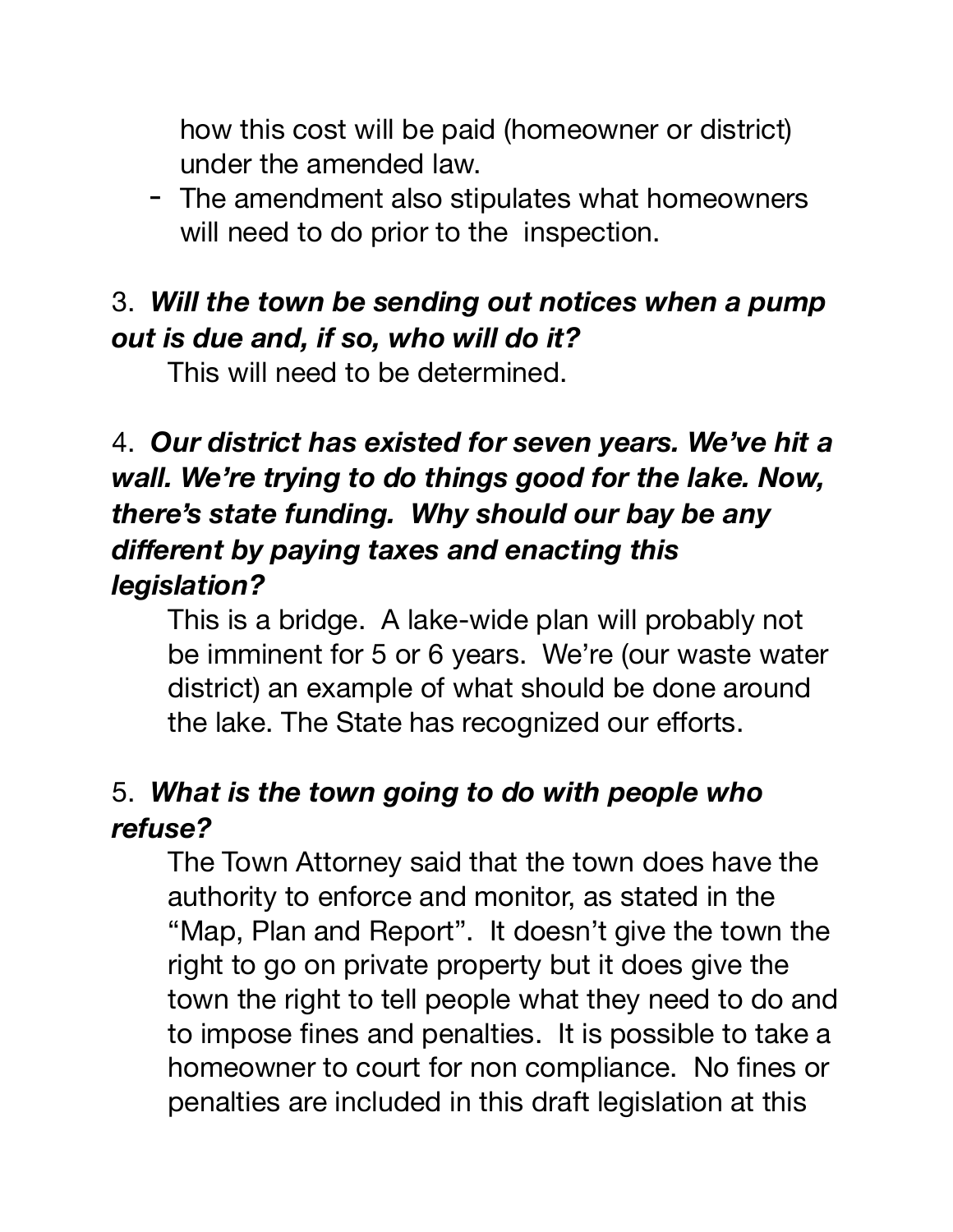how this cost will be paid (homeowner or district) under the amended law.

- The amendment also stipulates what homeowners will need to do prior to the inspection.

3. ***Will the town be sending out notices when a pump out is due and, if so, who will do it?***

   This will need to be determined.

4. ***Our district has existed for seven years. We've hit a wall. We're trying to do things good for the lake. Now, there's state funding. Why should our bay be any different by paying taxes and enacting this legislation?***

   This is a bridge. A lake-wide plan will probably not be imminent for 5 or 6 years. We're (our waste water district) an example of what should be done around the lake. The State has recognized our efforts.

5. ***What is the town going to do with people who refuse?***

   The Town Attorney said that the town does have the authority to enforce and monitor, as stated in the "Map, Plan and Report". It doesn't give the town the right to go on private property but it does give the town the right to tell people what they need to do and to impose fines and penalties. It is possible to take a homeowner to court for non compliance. No fines or penalties are included in this draft legislation at this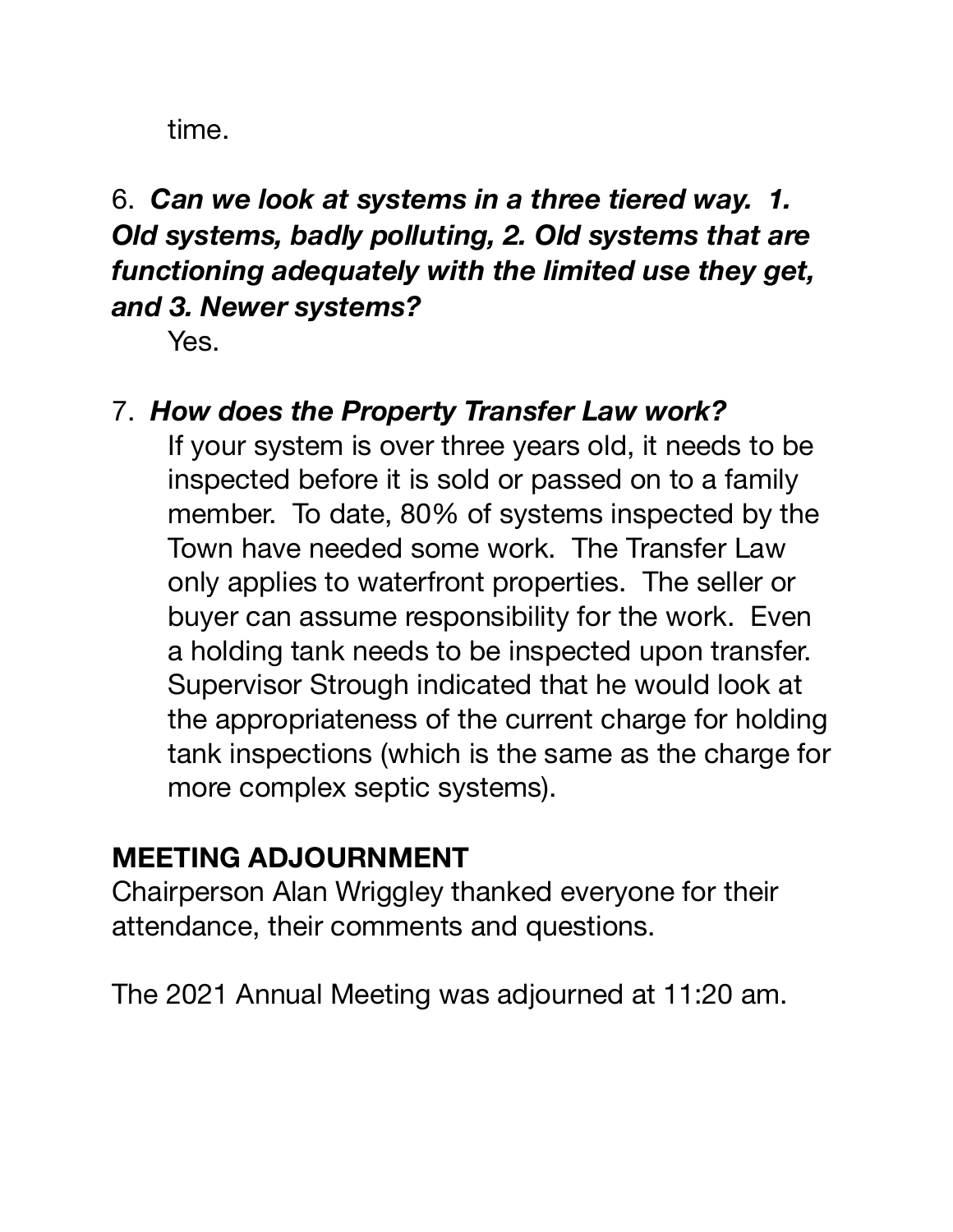time.

6. ***Can we look at systems in a three tiered way. 1. Old systems, badly polluting, 2. Old systems that are functioning adequately with the limited use they get, and 3. Newer systems?***

   Yes.

7. ***How does the Property Transfer Law work?***

   If your system is over three years old, it needs to be inspected before it is sold or passed on to a family member. To date, 80% of systems inspected by the Town have needed some work. The Transfer Law only applies to waterfront properties. The seller or buyer can assume responsibility for the work. Even a holding tank needs to be inspected upon transfer. Supervisor Strough indicated that he would look at the appropriateness of the current charge for holding tank inspections (which is the same as the charge for more complex septic systems).

**MEETING ADJOURNMENT**

Chairperson Alan Wriggley thanked everyone for their attendance, their comments and questions.

The 2021 Annual Meeting was adjourned at 11:20 am.